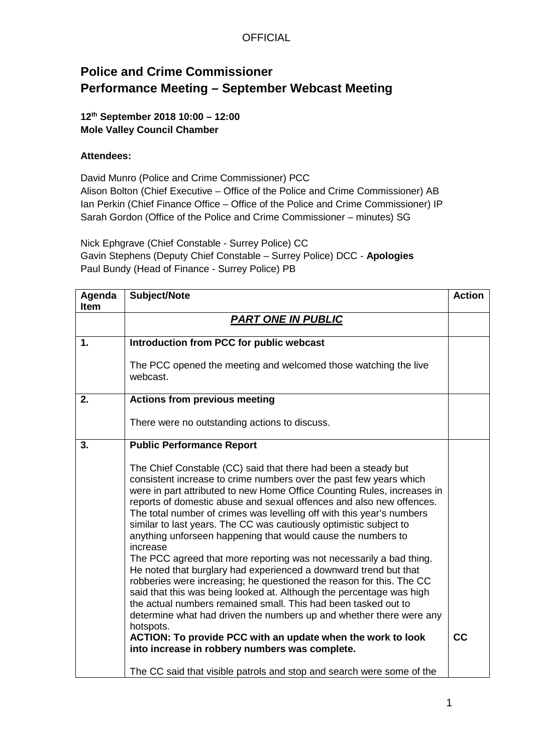# Police and Crime Commissioner
# Performance Meeting – September Webcast Meeting

**12th September 2018 10:00 – 12:00**
**Mole Valley Council Chamber**

**Attendees:**

David Munro (Police and Crime Commissioner) PCC
Alison Bolton (Chief Executive – Office of the Police and Crime Commissioner) AB
Ian Perkin (Chief Finance Office – Office of the Police and Crime Commissioner) IP
Sarah Gordon (Office of the Police and Crime Commissioner – minutes) SG

Nick Ephgrave (Chief Constable - Surrey Police) CC
Gavin Stephens (Deputy Chief Constable – Surrey Police) DCC - **Apologies**
Paul Bundy (Head of Finance - Surrey Police) PB

| Agenda Item | Subject/Note | Action |
|---|---|---|
| | ***PART ONE IN PUBLIC*** | |
| **1.** | **Introduction from PCC for public webcast**<br><br>The PCC opened the meeting and welcomed those watching the live webcast. | |
| **2.** | **Actions from previous meeting**<br><br>There were no outstanding actions to discuss. | |
| **3.** | **Public Performance Report**<br><br>The Chief Constable (CC) said that there had been a steady but consistent increase to crime numbers over the past few years which were in part attributed to new Home Office Counting Rules, increases in reports of domestic abuse and sexual offences and also new offences. The total number of crimes was levelling off with this year's numbers similar to last years. The CC was cautiously optimistic subject to anything unforseen happening that would cause the numbers to increase<br>The PCC agreed that more reporting was not necessarily a bad thing. He noted that burglary had experienced a downward trend but that robberies were increasing; he questioned the reason for this. The CC said that this was being looked at. Although the percentage was high the actual numbers remained small. This had been tasked out to determine what had driven the numbers up and whether there were any hotspots.<br>**ACTION: To provide PCC with an update when the work to look into increase in robbery numbers was complete.**<br><br>The CC said that visible patrols and stop and search were some of the | <br><br><br><br><br><br><br><br><br><br><br><br><br><br><br><br><br><br><br>**CC** |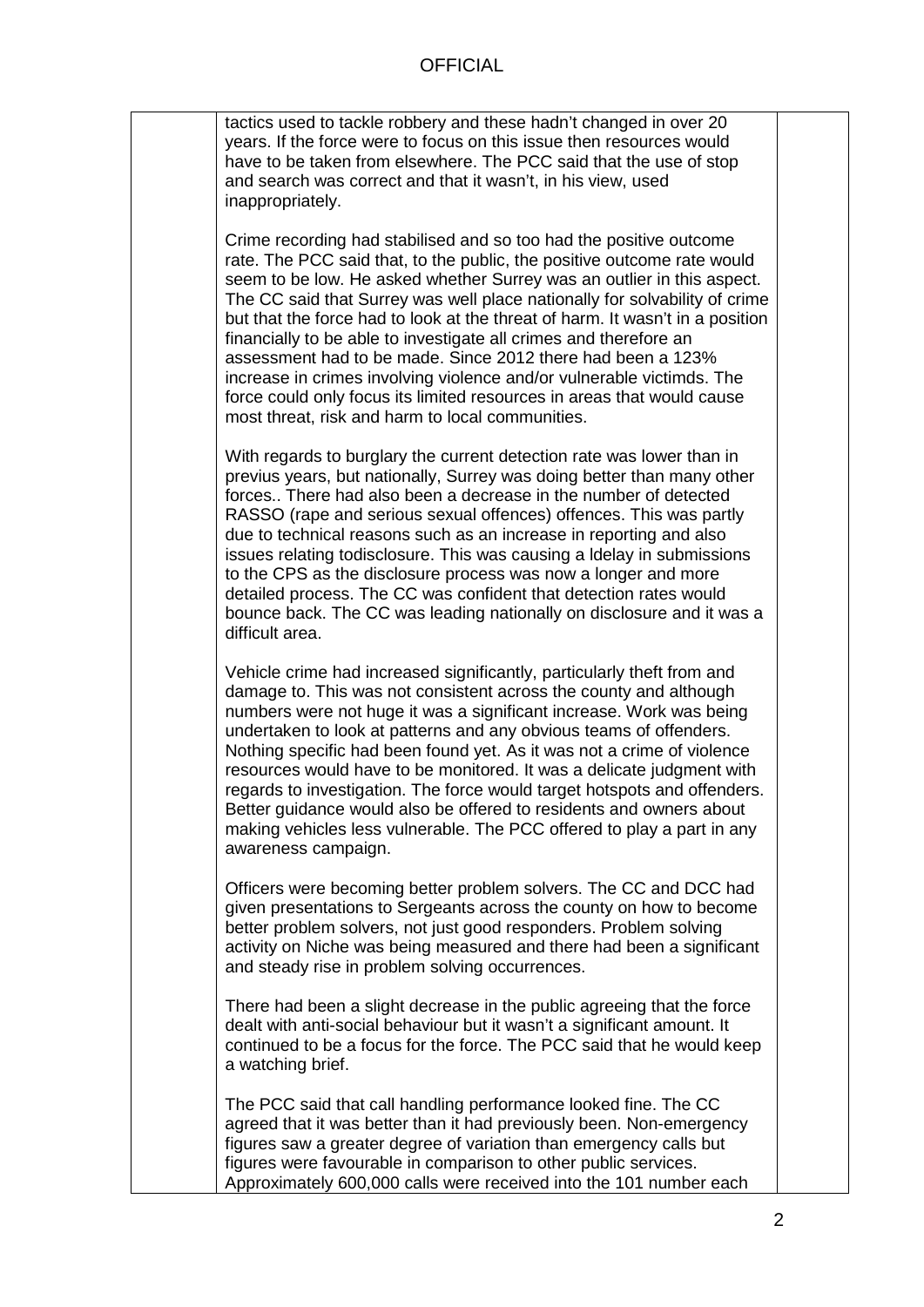tactics used to tackle robbery and these hadn't changed in over 20 years. If the force were to focus on this issue then resources would have to be taken from elsewhere. The PCC said that the use of stop and search was correct and that it wasn't, in his view, used inappropriately.

Crime recording had stabilised and so too had the positive outcome rate. The PCC said that, to the public, the positive outcome rate would seem to be low. He asked whether Surrey was an outlier in this aspect. The CC said that Surrey was well place nationally for solvability of crime but that the force had to look at the threat of harm. It wasn't in a position financially to be able to investigate all crimes and therefore an assessment had to be made. Since 2012 there had been a 123% increase in crimes involving violence and/or vulnerable victimds. The force could only focus its limited resources in areas that would cause most threat, risk and harm to local communities.

With regards to burglary the current detection rate was lower than in previus years, but nationally, Surrey was doing better than many other forces.. There had also been a decrease in the number of detected RASSO (rape and serious sexual offences) offences. This was partly due to technical reasons such as an increase in reporting and also issues relating todisclosure. This was causing a ldelay in submissions to the CPS as the disclosure process was now a longer and more detailed process. The CC was confident that detection rates would bounce back. The CC was leading nationally on disclosure and it was a difficult area.

Vehicle crime had increased significantly, particularly theft from and damage to. This was not consistent across the county and although numbers were not huge it was a significant increase. Work was being undertaken to look at patterns and any obvious teams of offenders. Nothing specific had been found yet. As it was not a crime of violence resources would have to be monitored. It was a delicate judgment with regards to investigation. The force would target hotspots and offenders. Better guidance would also be offered to residents and owners about making vehicles less vulnerable. The PCC offered to play a part in any awareness campaign.

Officers were becoming better problem solvers. The CC and DCC had given presentations to Sergeants across the county on how to become better problem solvers, not just good responders. Problem solving activity on Niche was being measured and there had been a significant and steady rise in problem solving occurrences.

There had been a slight decrease in the public agreeing that the force dealt with anti-social behaviour but it wasn't a significant amount. It continued to be a focus for the force. The PCC said that he would keep a watching brief.

The PCC said that call handling performance looked fine. The CC agreed that it was better than it had previously been. Non-emergency figures saw a greater degree of variation than emergency calls but figures were favourable in comparison to other public services. Approximately 600,000 calls were received into the 101 number each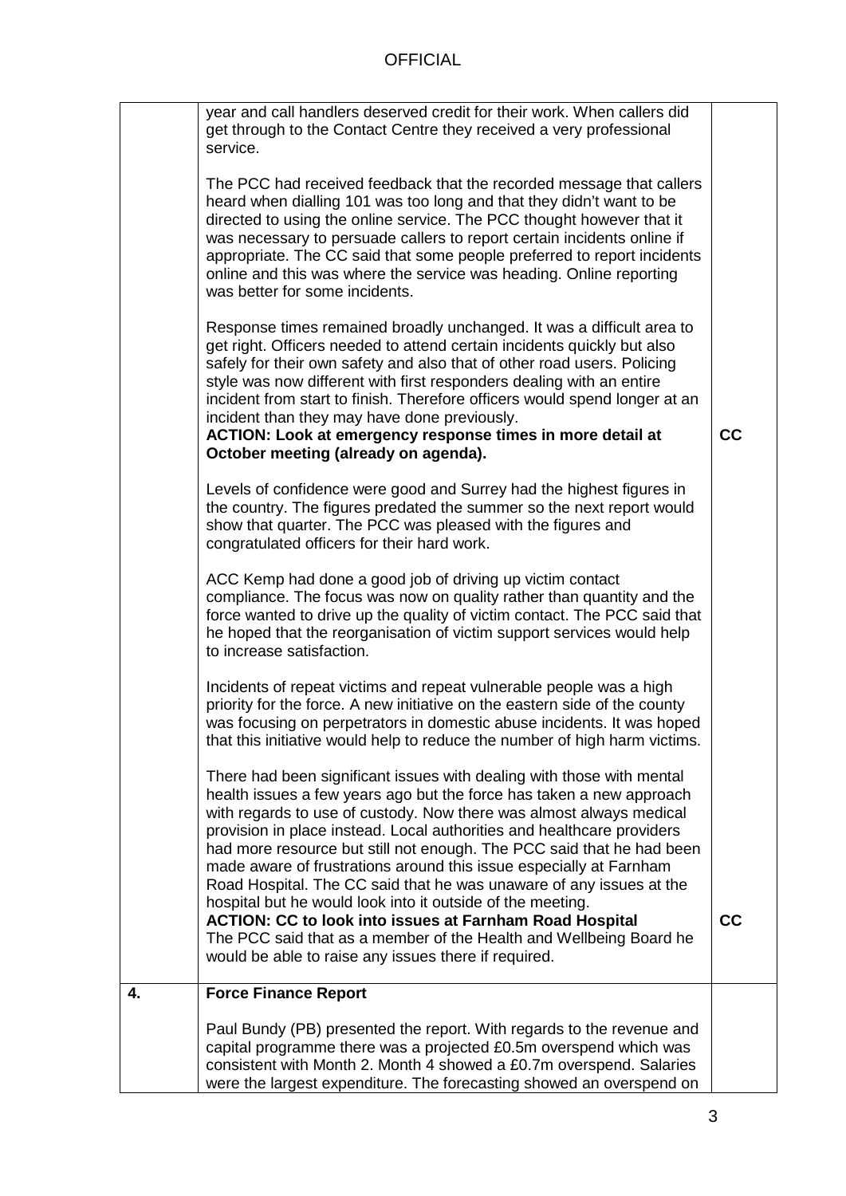| | | |
|---|---|---|
| | year and call handlers deserved credit for their work. When callers did get through to the Contact Centre they received a very professional service.<br><br>The PCC had received feedback that the recorded message that callers heard when dialling 101 was too long and that they didn't want to be directed to using the online service. The PCC thought however that it was necessary to persuade callers to report certain incidents online if appropriate. The CC said that some people preferred to report incidents online and this was where the service was heading. Online reporting was better for some incidents.<br><br>Response times remained broadly unchanged. It was a difficult area to get right. Officers needed to attend certain incidents quickly but also safely for their own safety and also that of other road users. Policing style was now different with first responders dealing with an entire incident from start to finish. Therefore officers would spend longer at an incident than they may have done previously.<br>**ACTION: Look at emergency response times in more detail at October meeting (already on agenda).**<br><br>Levels of confidence were good and Surrey had the highest figures in the country. The figures predated the summer so the next report would show that quarter. The PCC was pleased with the figures and congratulated officers for their hard work.<br><br>ACC Kemp had done a good job of driving up victim contact compliance. The focus was now on quality rather than quantity and the force wanted to drive up the quality of victim contact. The PCC said that he hoped that the reorganisation of victim support services would help to increase satisfaction.<br><br>Incidents of repeat victims and repeat vulnerable people was a high priority for the force. A new initiative on the eastern side of the county was focusing on perpetrators in domestic abuse incidents. It was hoped that this initiative would help to reduce the number of high harm victims.<br><br>There had been significant issues with dealing with those with mental health issues a few years ago but the force has taken a new approach with regards to use of custody. Now there was almost always medical provision in place instead. Local authorities and healthcare providers had more resource but still not enough. The PCC said that he had been made aware of frustrations around this issue especially at Farnham Road Hospital. The CC said that he was unaware of any issues at the hospital but he would look into it outside of the meeting.<br>**ACTION: CC to look into issues at Farnham Road Hospital**<br>The PCC said that as a member of the Health and Wellbeing Board he would be able to raise any issues there if required. | **CC**<br><br>**CC** |
| **4.** | **Force Finance Report**<br><br>Paul Bundy (PB) presented the report. With regards to the revenue and capital programme there was a projected £0.5m overspend which was consistent with Month 2. Month 4 showed a £0.7m overspend. Salaries were the largest expenditure. The forecasting showed an overspend on | |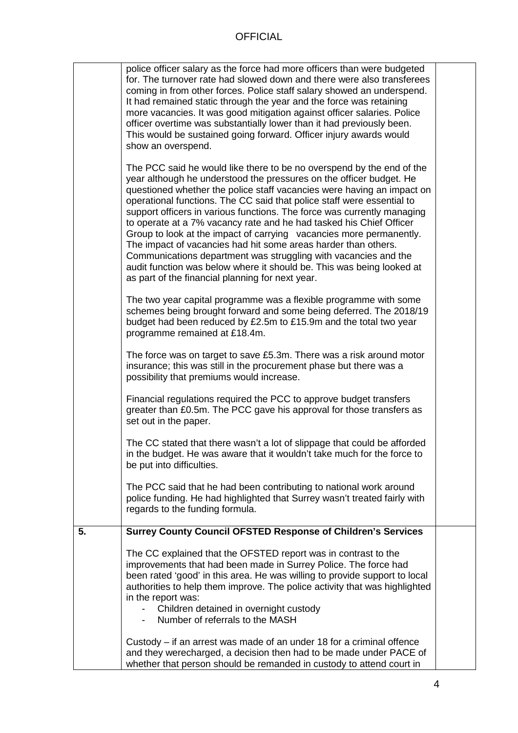| | | |
|---|---|---|
| | police officer salary as the force had more officers than were budgeted for. The turnover rate had slowed down and there were also transferees coming in from other forces. Police staff salary showed an underspend. It had remained static through the year and the force was retaining more vacancies. It was good mitigation against officer salaries. Police officer overtime was substantially lower than it had previously been. This would be sustained going forward. Officer injury awards would show an overspend.<br><br>The PCC said he would like there to be no overspend by the end of the year although he understood the pressures on the officer budget. He questioned whether the police staff vacancies were having an impact on operational functions. The CC said that police staff were essential to support officers in various functions. The force was currently managing to operate at a 7% vacancy rate and he had tasked his Chief Officer Group to look at the impact of carrying vacancies more permanently. The impact of vacancies had hit some areas harder than others. Communications department was struggling with vacancies and the audit function was below where it should be. This was being looked at as part of the financial planning for next year.<br><br>The two year capital programme was a flexible programme with some schemes being brought forward and some being deferred. The 2018/19 budget had been reduced by £2.5m to £15.9m and the total two year programme remained at £18.4m.<br><br>The force was on target to save £5.3m. There was a risk around motor insurance; this was still in the procurement phase but there was a possibility that premiums would increase.<br><br>Financial regulations required the PCC to approve budget transfers greater than £0.5m. The PCC gave his approval for those transfers as set out in the paper.<br><br>The CC stated that there wasn't a lot of slippage that could be afforded in the budget. He was aware that it wouldn't take much for the force to be put into difficulties.<br><br>The PCC said that he had been contributing to national work around police funding. He had highlighted that Surrey wasn't treated fairly with regards to the funding formula. | |
| **5.** | **Surrey County Council OFSTED Response of Children's Services**<br><br>The CC explained that the OFSTED report was in contrast to the improvements that had been made in Surrey Police. The force had been rated 'good' in this area. He was willing to provide support to local authorities to help them improve. The police activity that was highlighted in the report was:<br>- Children detained in overnight custody<br>- Number of referrals to the MASH<br><br>Custody – if an arrest was made of an under 18 for a criminal offence and they werecharged, a decision then had to be made under PACE of whether that person should be remanded in custody to attend court in | |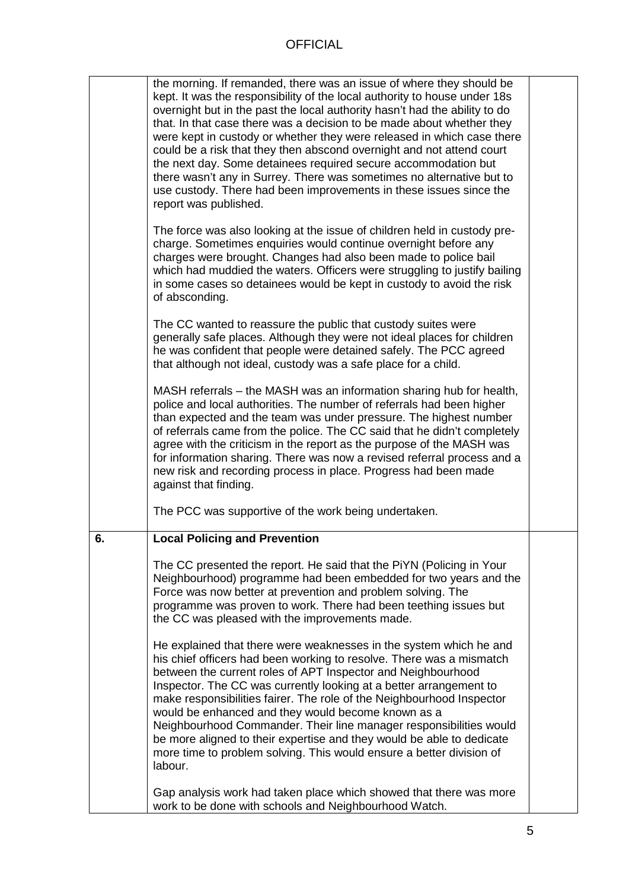| | | |
|---|---|---|
| | the morning. If remanded, there was an issue of where they should be kept. It was the responsibility of the local authority to house under 18s overnight but in the past the local authority hasn't had the ability to do that. In that case there was a decision to be made about whether they were kept in custody or whether they were released in which case there could be a risk that they then abscond overnight and not attend court the next day. Some detainees required secure accommodation but there wasn't any in Surrey. There was sometimes no alternative but to use custody. There had been improvements in these issues since the report was published.<br><br>The force was also looking at the issue of children held in custody pre-charge. Sometimes enquiries would continue overnight before any charges were brought. Changes had also been made to police bail which had muddied the waters. Officers were struggling to justify bailing in some cases so detainees would be kept in custody to avoid the risk of absconding.<br><br>The CC wanted to reassure the public that custody suites were generally safe places. Although they were not ideal places for children he was confident that people were detained safely. The PCC agreed that although not ideal, custody was a safe place for a child.<br><br>MASH referrals – the MASH was an information sharing hub for health, police and local authorities. The number of referrals had been higher than expected and the team was under pressure. The highest number of referrals came from the police. The CC said that he didn't completely agree with the criticism in the report as the purpose of the MASH was for information sharing. There was now a revised referral process and a new risk and recording process in place. Progress had been made against that finding.<br><br>The PCC was supportive of the work being undertaken. | |
| **6.** | **Local Policing and Prevention**<br><br>The CC presented the report. He said that the PiYN (Policing in Your Neighbourhood) programme had been embedded for two years and the Force was now better at prevention and problem solving. The programme was proven to work. There had been teething issues but the CC was pleased with the improvements made.<br><br>He explained that there were weaknesses in the system which he and his chief officers had been working to resolve. There was a mismatch between the current roles of APT Inspector and Neighbourhood Inspector. The CC was currently looking at a better arrangement to make responsibilities fairer. The role of the Neighbourhood Inspector would be enhanced and they would become known as a Neighbourhood Commander. Their line manager responsibilities would be more aligned to their expertise and they would be able to dedicate more time to problem solving. This would ensure a better division of labour.<br><br>Gap analysis work had taken place which showed that there was more work to be done with schools and Neighbourhood Watch. | |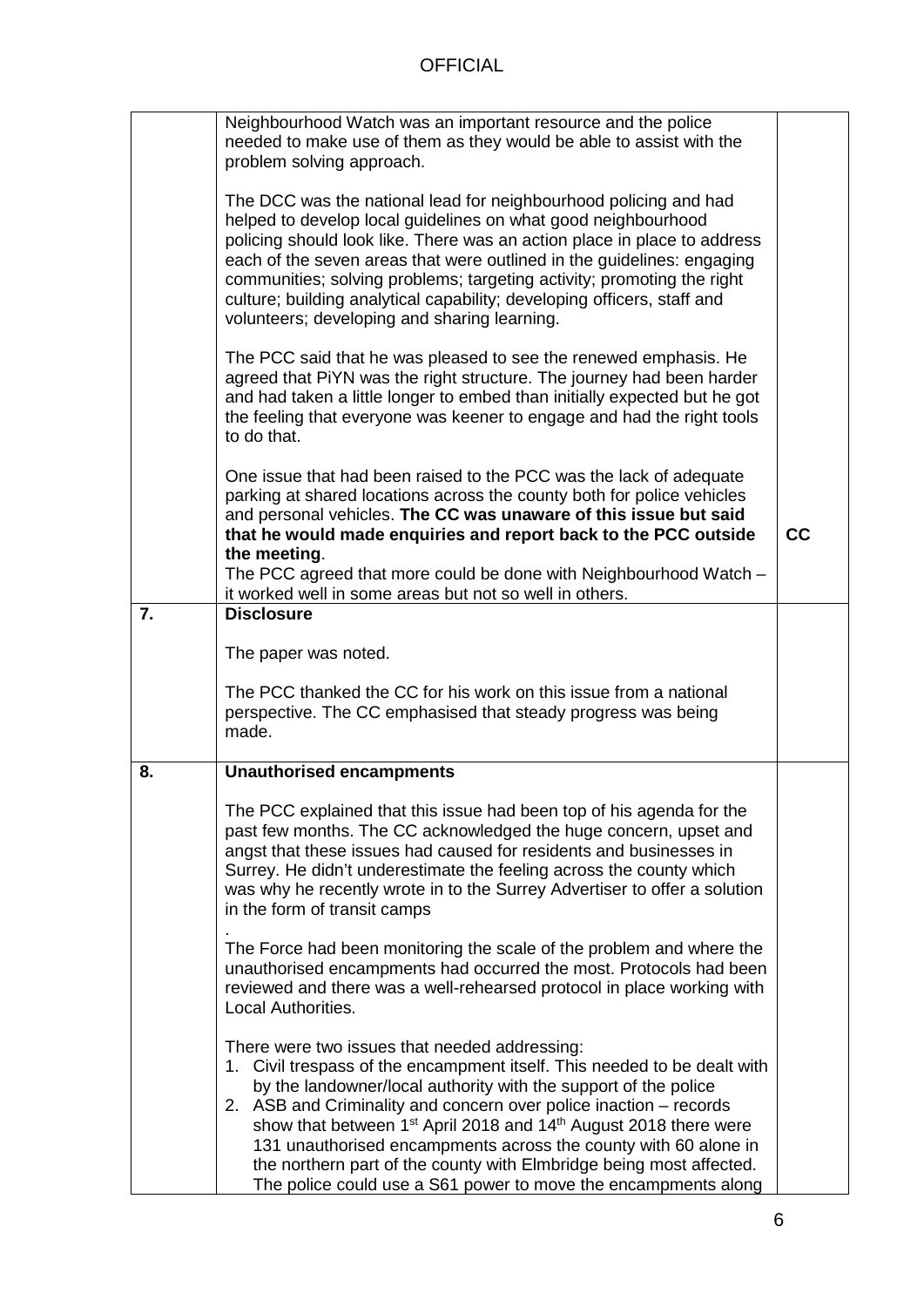| | | |
|---|---|---|
| | Neighbourhood Watch was an important resource and the police needed to make use of them as they would be able to assist with the problem solving approach.<br><br>The DCC was the national lead for neighbourhood policing and had helped to develop local guidelines on what good neighbourhood policing should look like. There was an action place in place to address each of the seven areas that were outlined in the guidelines: engaging communities; solving problems; targeting activity; promoting the right culture; building analytical capability; developing officers, staff and volunteers; developing and sharing learning.<br><br>The PCC said that he was pleased to see the renewed emphasis. He agreed that PiYN was the right structure. The journey had been harder and had taken a little longer to embed than initially expected but he got the feeling that everyone was keener to engage and had the right tools to do that.<br><br>One issue that had been raised to the PCC was the lack of adequate parking at shared locations across the county both for police vehicles and personal vehicles. **The CC was unaware of this issue but said that he would made enquiries and report back to the PCC outside the meeting**.<br>The PCC agreed that more could be done with Neighbourhood Watch – it worked well in some areas but not so well in others. | **CC** |
| **7.** | **Disclosure**<br><br>The paper was noted.<br><br>The PCC thanked the CC for his work on this issue from a national perspective. The CC emphasised that steady progress was being made. | |
| **8.** | **Unauthorised encampments**<br><br>The PCC explained that this issue had been top of his agenda for the past few months. The CC acknowledged the huge concern, upset and angst that these issues had caused for residents and businesses in Surrey. He didn't underestimate the feeling across the county which was why he recently wrote in to the Surrey Advertiser to offer a solution in the form of transit camps<br>.<br>The Force had been monitoring the scale of the problem and where the unauthorised encampments had occurred the most. Protocols had been reviewed and there was a well-rehearsed protocol in place working with Local Authorities.<br><br>There were two issues that needed addressing:<br>1. Civil trespass of the encampment itself. This needed to be dealt with by the landowner/local authority with the support of the police<br>2. ASB and Criminality and concern over police inaction – records show that between 1st April 2018 and 14th August 2018 there were 131 unauthorised encampments across the county with 60 alone in the northern part of the county with Elmbridge being most affected. The police could use a S61 power to move the encampments along | |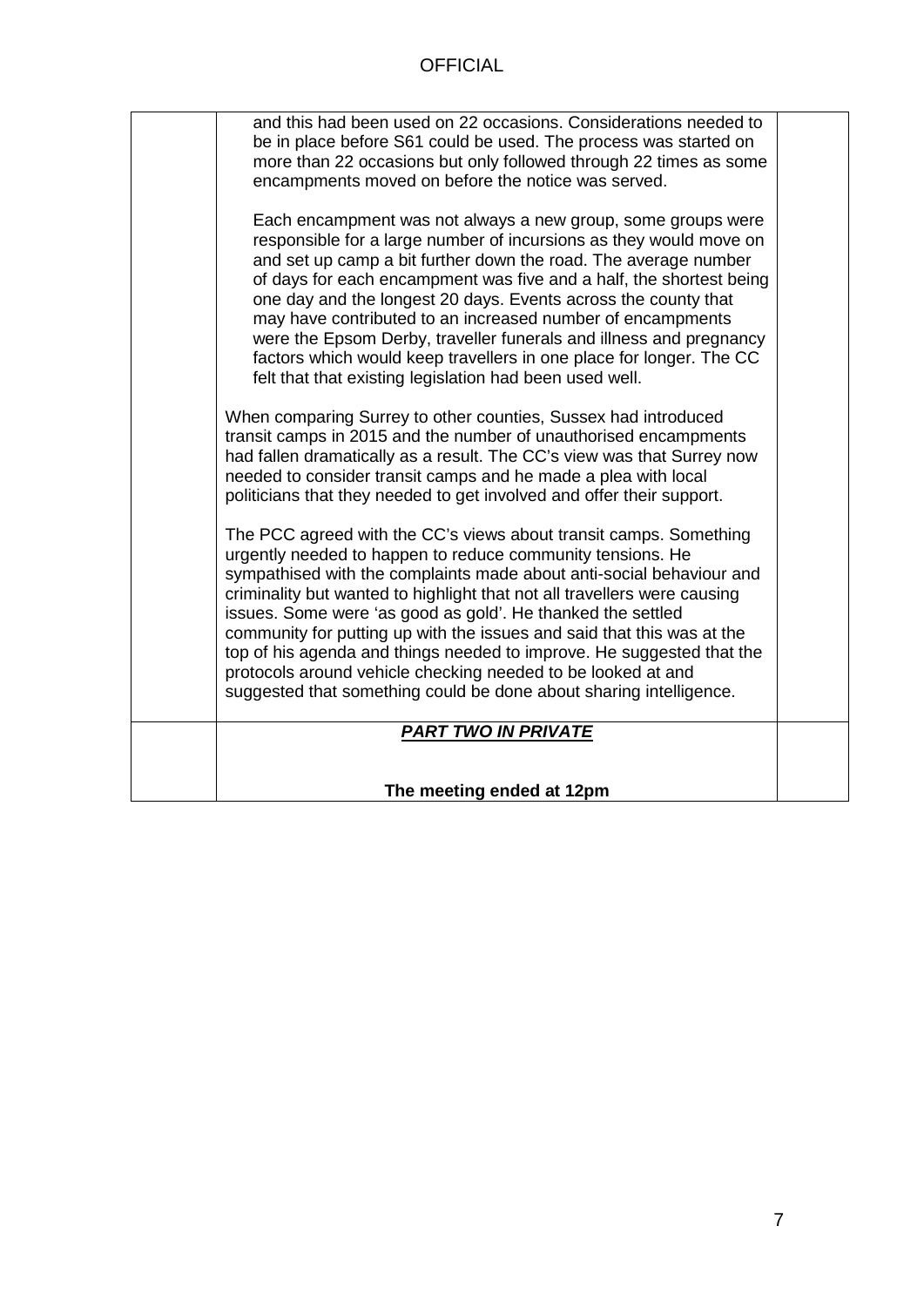| | | |
|---|---|---|
| | and this had been used on 22 occasions. Considerations needed to be in place before S61 could be used. The process was started on more than 22 occasions but only followed through 22 times as some encampments moved on before the notice was served.<br><br>Each encampment was not always a new group, some groups were responsible for a large number of incursions as they would move on and set up camp a bit further down the road. The average number of days for each encampment was five and a half, the shortest being one day and the longest 20 days. Events across the county that may have contributed to an increased number of encampments were the Epsom Derby, traveller funerals and illness and pregnancy factors which would keep travellers in one place for longer. The CC felt that that existing legislation had been used well.<br><br>When comparing Surrey to other counties, Sussex had introduced transit camps in 2015 and the number of unauthorised encampments had fallen dramatically as a result. The CC's view was that Surrey now needed to consider transit camps and he made a plea with local politicians that they needed to get involved and offer their support.<br><br>The PCC agreed with the CC's views about transit camps. Something urgently needed to happen to reduce community tensions. He sympathised with the complaints made about anti-social behaviour and criminality but wanted to highlight that not all travellers were causing issues. Some were 'as good as gold'. He thanked the settled community for putting up with the issues and said that this was at the top of his agenda and things needed to improve. He suggested that the protocols around vehicle checking needed to be looked at and suggested that something could be done about sharing intelligence. | |
| | ***PART TWO IN PRIVATE***<br><br>**The meeting ended at 12pm** | |